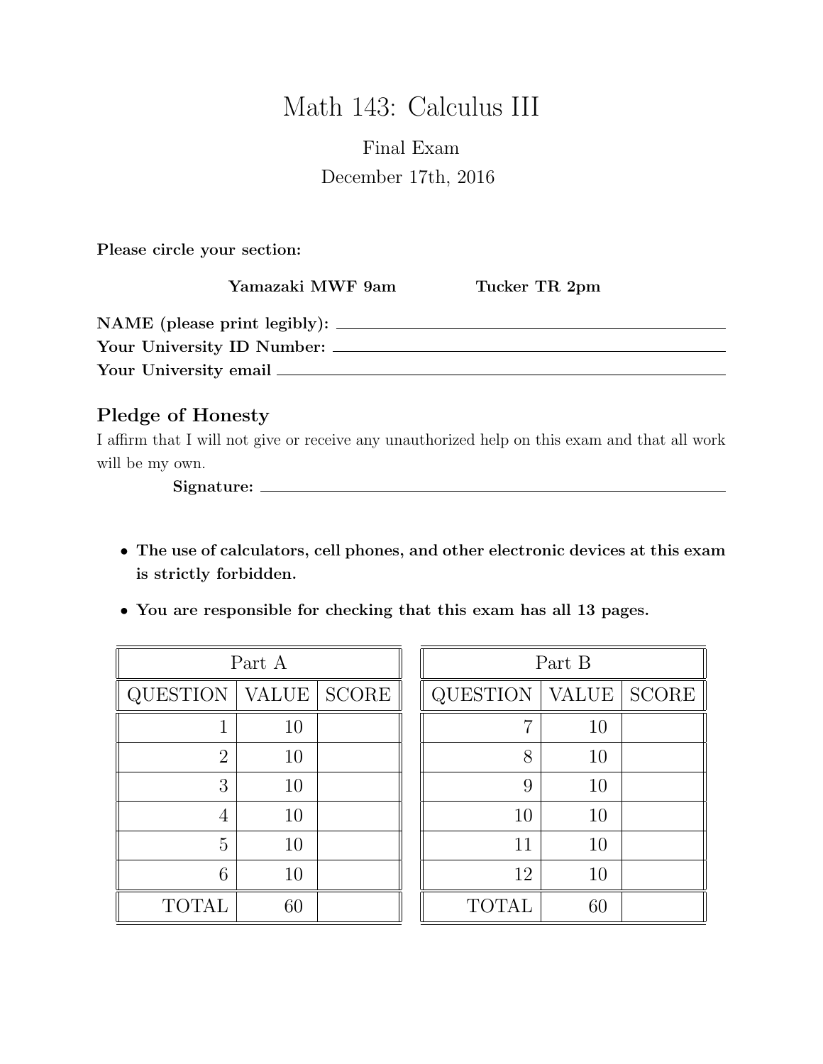# Math 143: Calculus III

Final Exam

December 17th, 2016

**Please circle your section:**

**Yamazaki MWF 9am** **Tucker TR 2pm**

**NAME (please print legibly):** ____________________

**Your University ID Number:** ____________________

**Your University email** ____________________

## Pledge of Honesty

I affirm that I will not give or receive any unauthorized help on this exam and that all work will be my own.

**Signature:** ____________________

- **The use of calculators, cell phones, and other electronic devices at this exam is strictly forbidden.**
- **You are responsible for checking that this exam has all 13 pages.**

| Part A | | |
|---|---|---|
| QUESTION | VALUE | SCORE |
| 1 | 10 | |
| 2 | 10 | |
| 3 | 10 | |
| 4 | 10 | |
| 5 | 10 | |
| 6 | 10 | |
| TOTAL | 60 | |

| Part B | | |
|---|---|---|
| QUESTION | VALUE | SCORE |
| 7 | 10 | |
| 8 | 10 | |
| 9 | 10 | |
| 10 | 10 | |
| 11 | 10 | |
| 12 | 10 | |
| TOTAL | 60 | |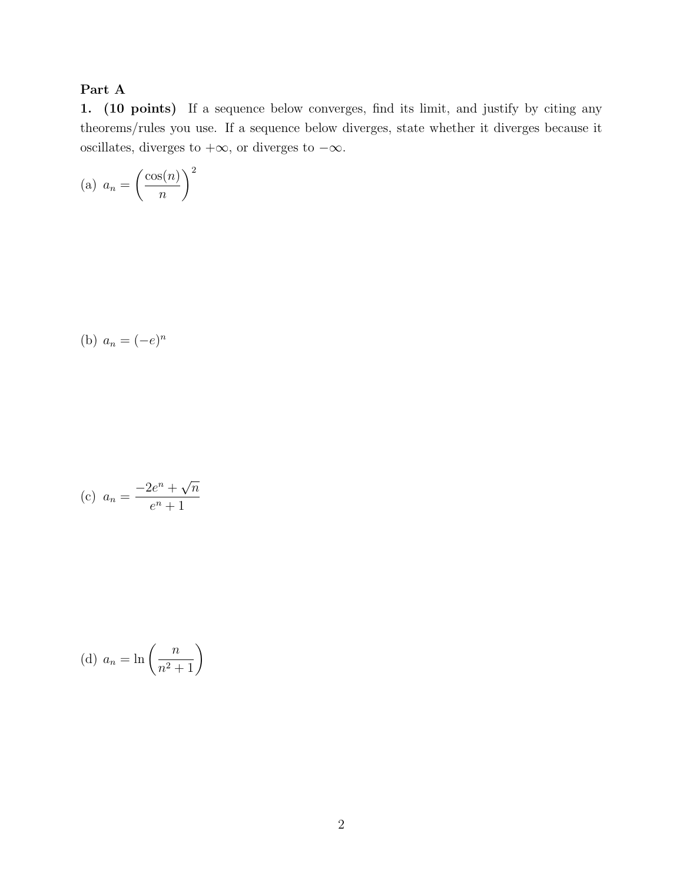## Part A

**1. (10 points)** If a sequence below converges, find its limit, and justify by citing any theorems/rules you use. If a sequence below diverges, state whether it diverges because it oscillates, diverges to $+\infty$, or diverges to $-\infty$.

(a) $a_n = \left(\dfrac{\cos(n)}{n}\right)^2$

(b) $a_n = (-e)^n$

(c) $a_n = \dfrac{-2e^n + \sqrt{n}}{e^n + 1}$

(d) $a_n = \ln\left(\dfrac{n}{n^2 + 1}\right)$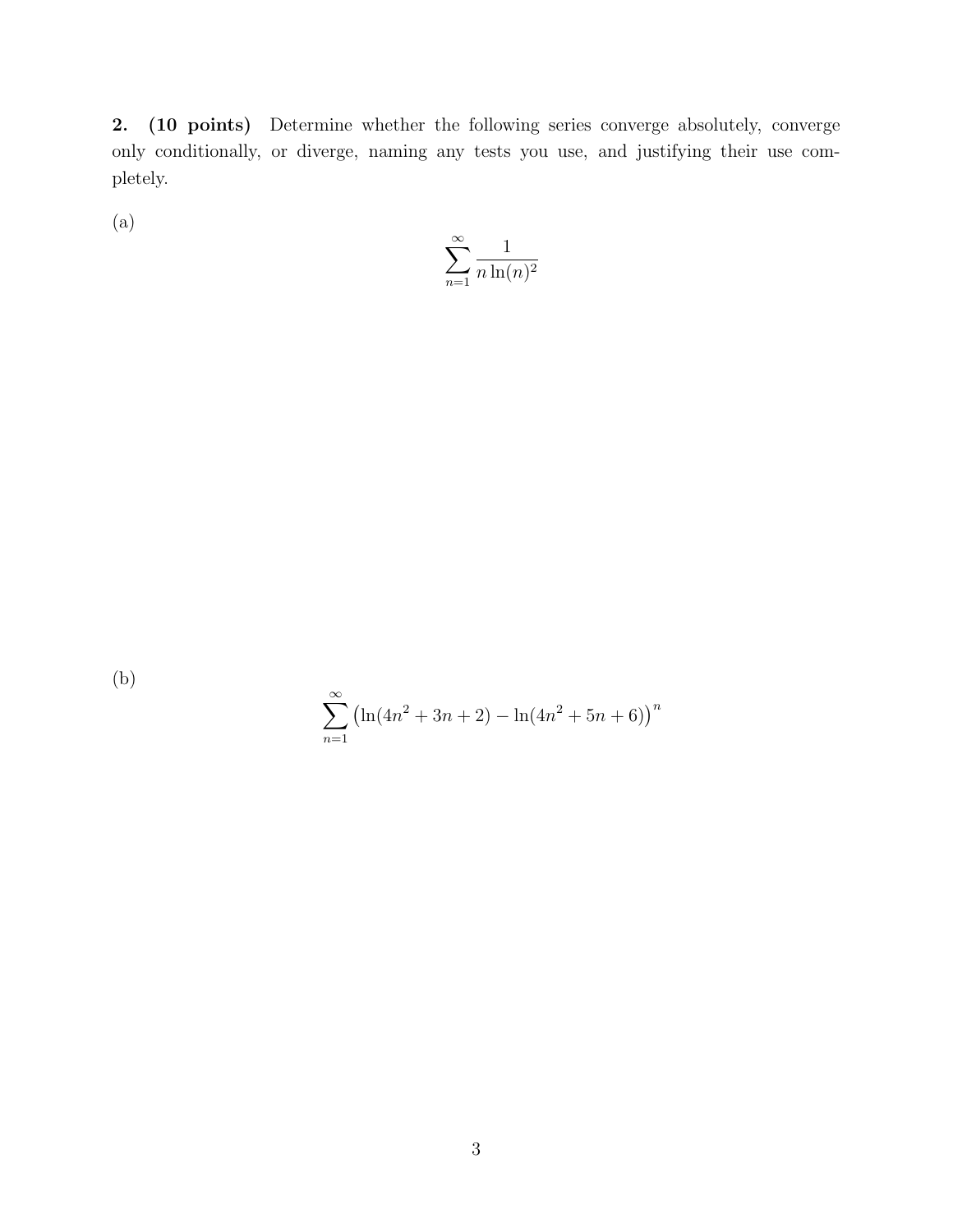**2. (10 points)** Determine whether the following series converge absolutely, converge only conditionally, or diverge, naming any tests you use, and justifying their use completely.

(a)

$$\sum_{n=1}^{\infty} \frac{1}{n \ln(n)^2}$$

(b)

$$\sum_{n=1}^{\infty} \left( \ln(4n^2 + 3n + 2) - \ln(4n^2 + 5n + 6) \right)^n$$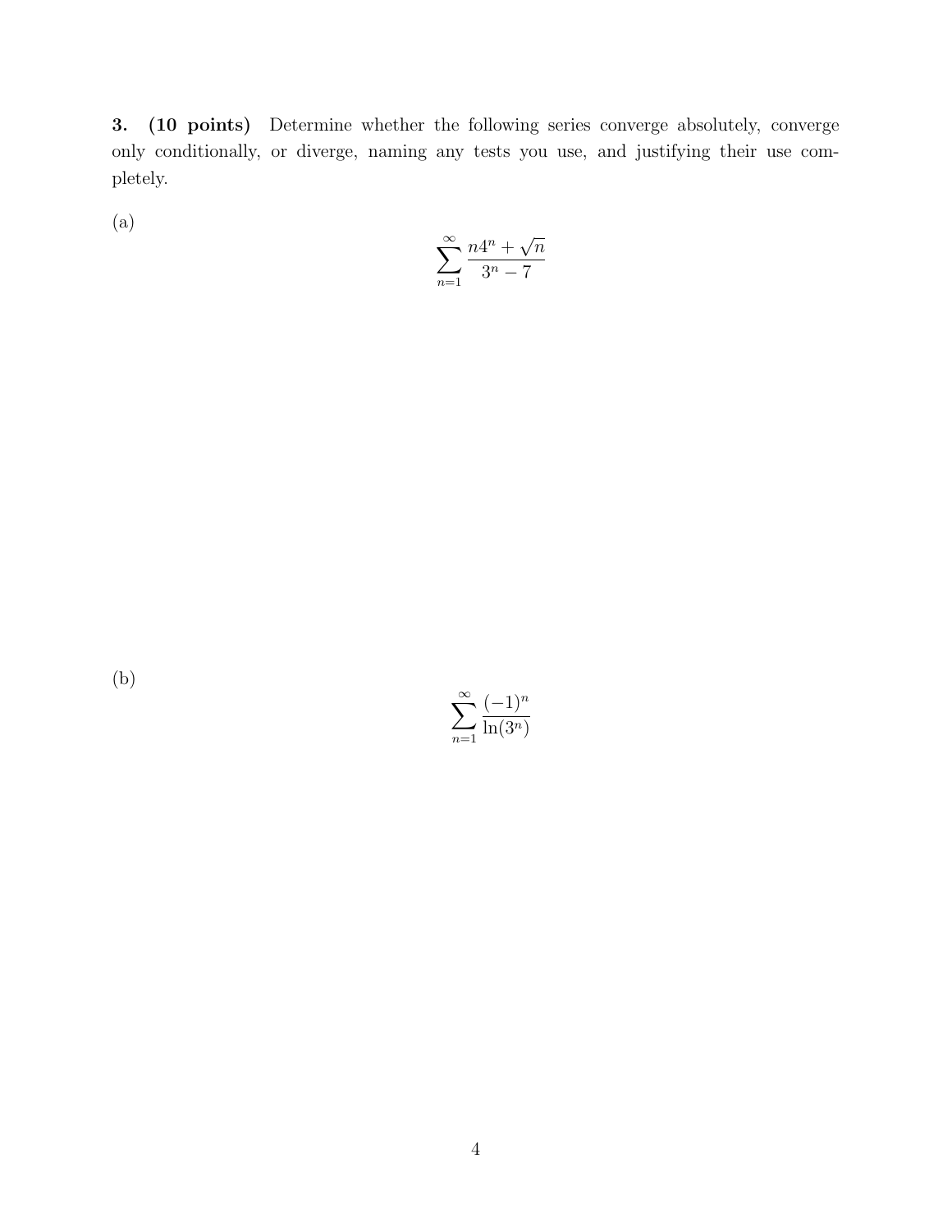**3. (10 points)** Determine whether the following series converge absolutely, converge only conditionally, or diverge, naming any tests you use, and justifying their use completely.

(a)

$$\sum_{n=1}^{\infty} \frac{n4^n + \sqrt{n}}{3^n - 7}$$

(b)

$$\sum_{n=1}^{\infty} \frac{(-1)^n}{\ln(3^n)}$$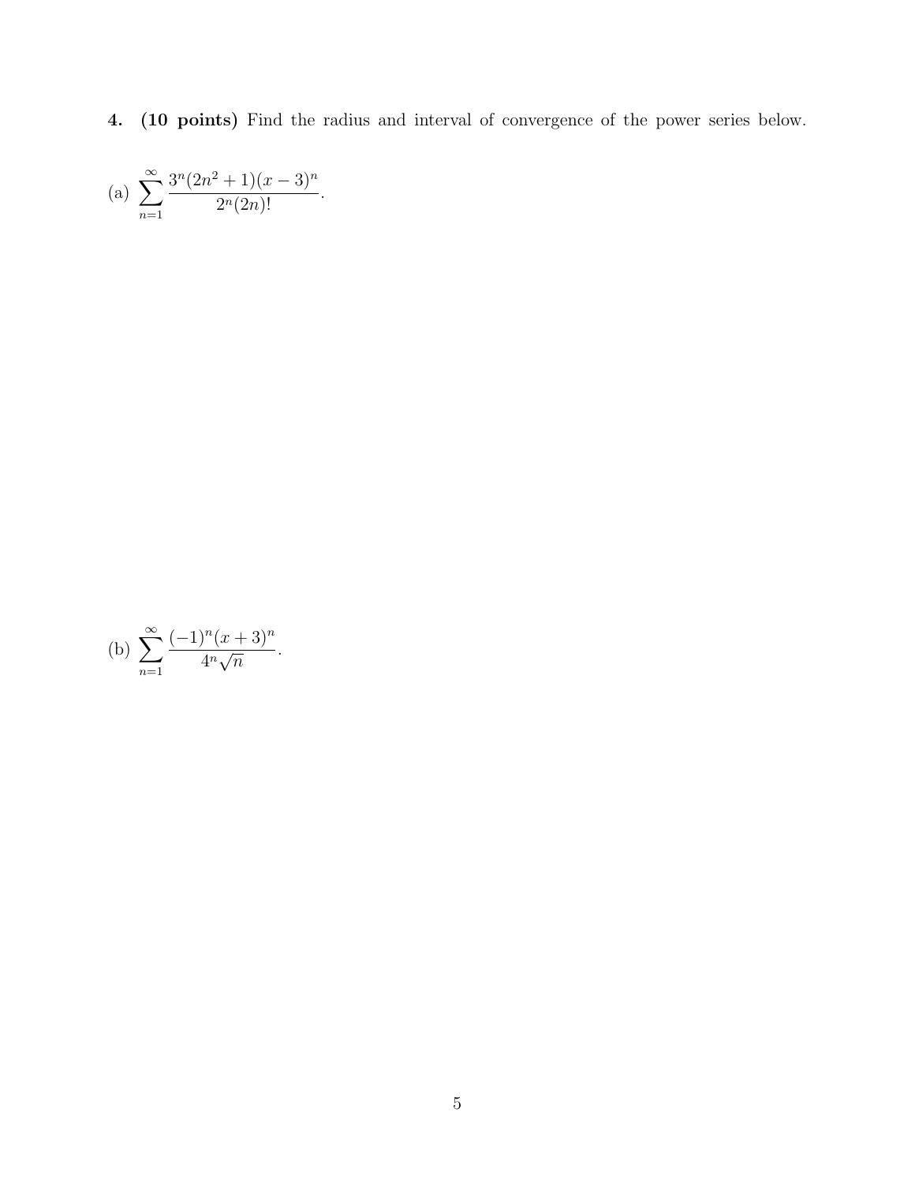**4. (10 points)** Find the radius and interval of convergence of the power series below.

(a) $\displaystyle\sum_{n=1}^{\infty} \frac{3^n(2n^2+1)(x-3)^n}{2^n(2n)!}$.

(b) $\displaystyle\sum_{n=1}^{\infty} \frac{(-1)^n(x+3)^n}{4^n\sqrt{n}}$.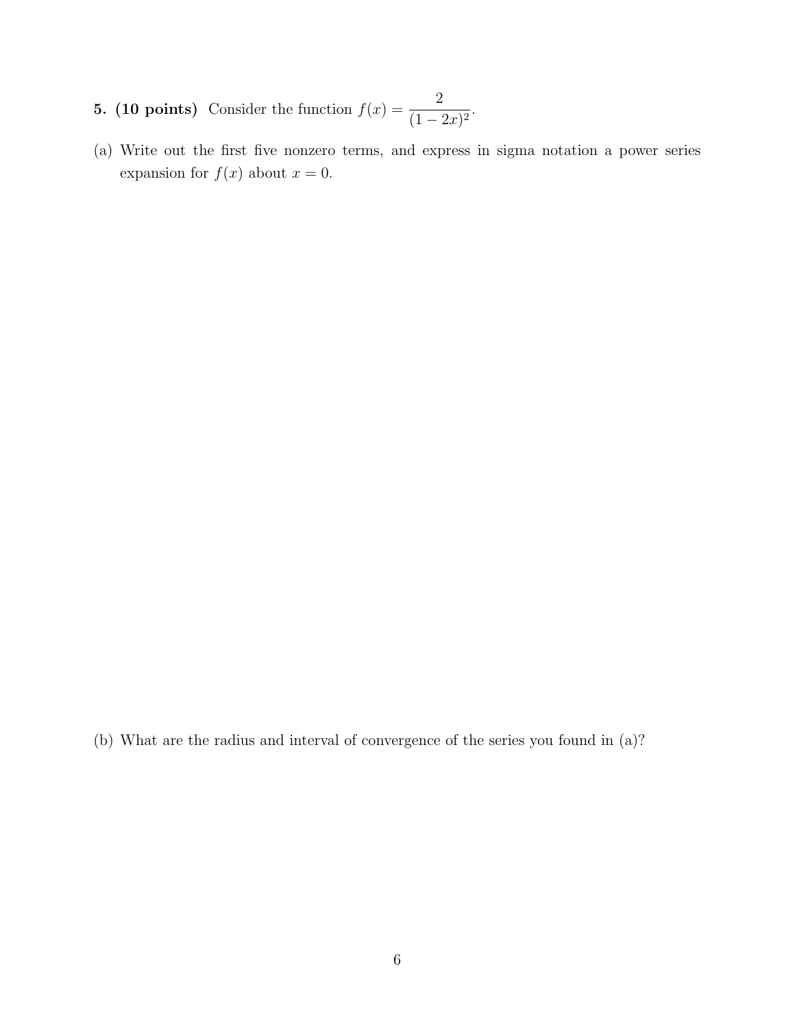**5. (10 points)** Consider the function $f(x) = \dfrac{2}{(1-2x)^2}$.

(a) Write out the first five nonzero terms, and express in sigma notation a power series expansion for $f(x)$ about $x = 0$.

(b) What are the radius and interval of convergence of the series you found in (a)?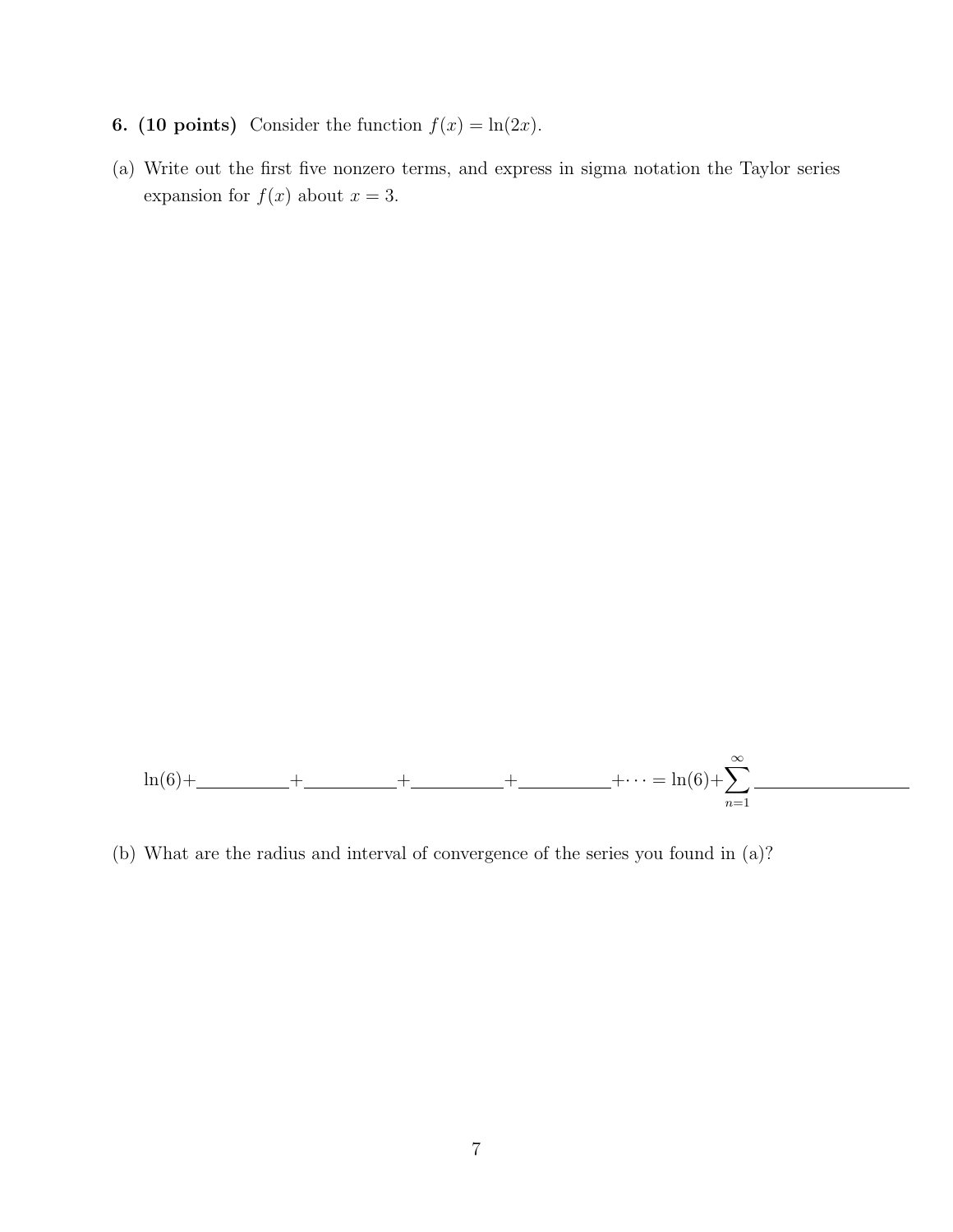**6. (10 points)** Consider the function $f(x) = \ln(2x)$.

(a) Write out the first five nonzero terms, and express in sigma notation the Taylor series expansion for $f(x)$ about $x = 3$.

$$\ln(6) + \_\_\_\_\_\_\_\_ + \_\_\_\_\_\_\_\_ + \_\_\_\_\_\_\_\_ + \_\_\_\_\_\_\_\_ + \cdots = \ln(6) + \sum_{n=1}^{\infty} \_\_\_\_\_\_\_\_\_\_\_\_$$

(b) What are the radius and interval of convergence of the series you found in (a)?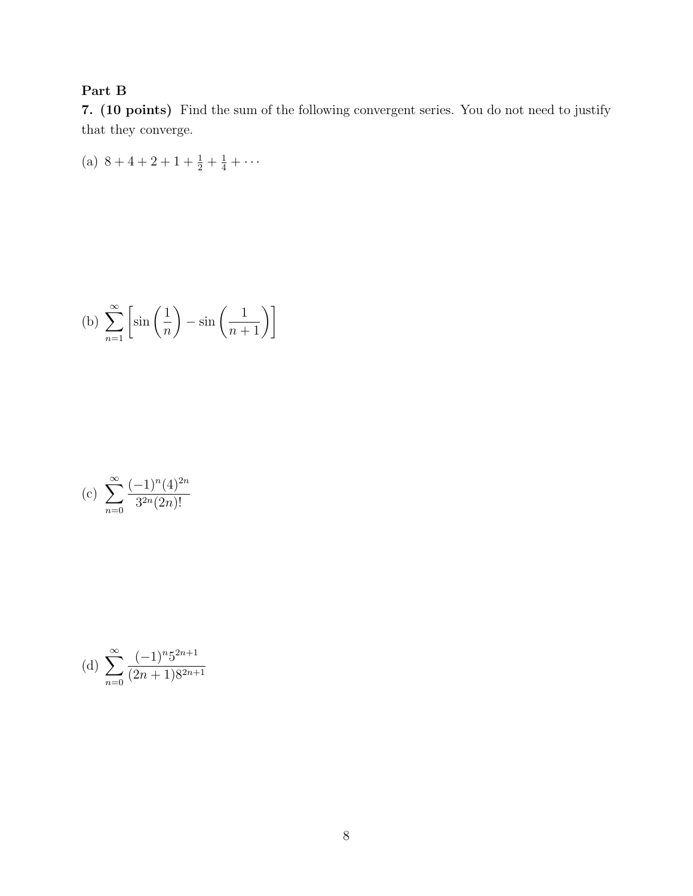**Part B**

**7. (10 points)** Find the sum of the following convergent series. You do not need to justify that they converge.

(a) $8 + 4 + 2 + 1 + \frac{1}{2} + \frac{1}{4} + \cdots$

(b) $\displaystyle\sum_{n=1}^{\infty} \left[ \sin\left(\frac{1}{n}\right) - \sin\left(\frac{1}{n+1}\right) \right]$

(c) $\displaystyle\sum_{n=0}^{\infty} \frac{(-1)^n (4)^{2n}}{3^{2n}(2n)!}$

(d) $\displaystyle\sum_{n=0}^{\infty} \frac{(-1)^n 5^{2n+1}}{(2n+1)8^{2n+1}}$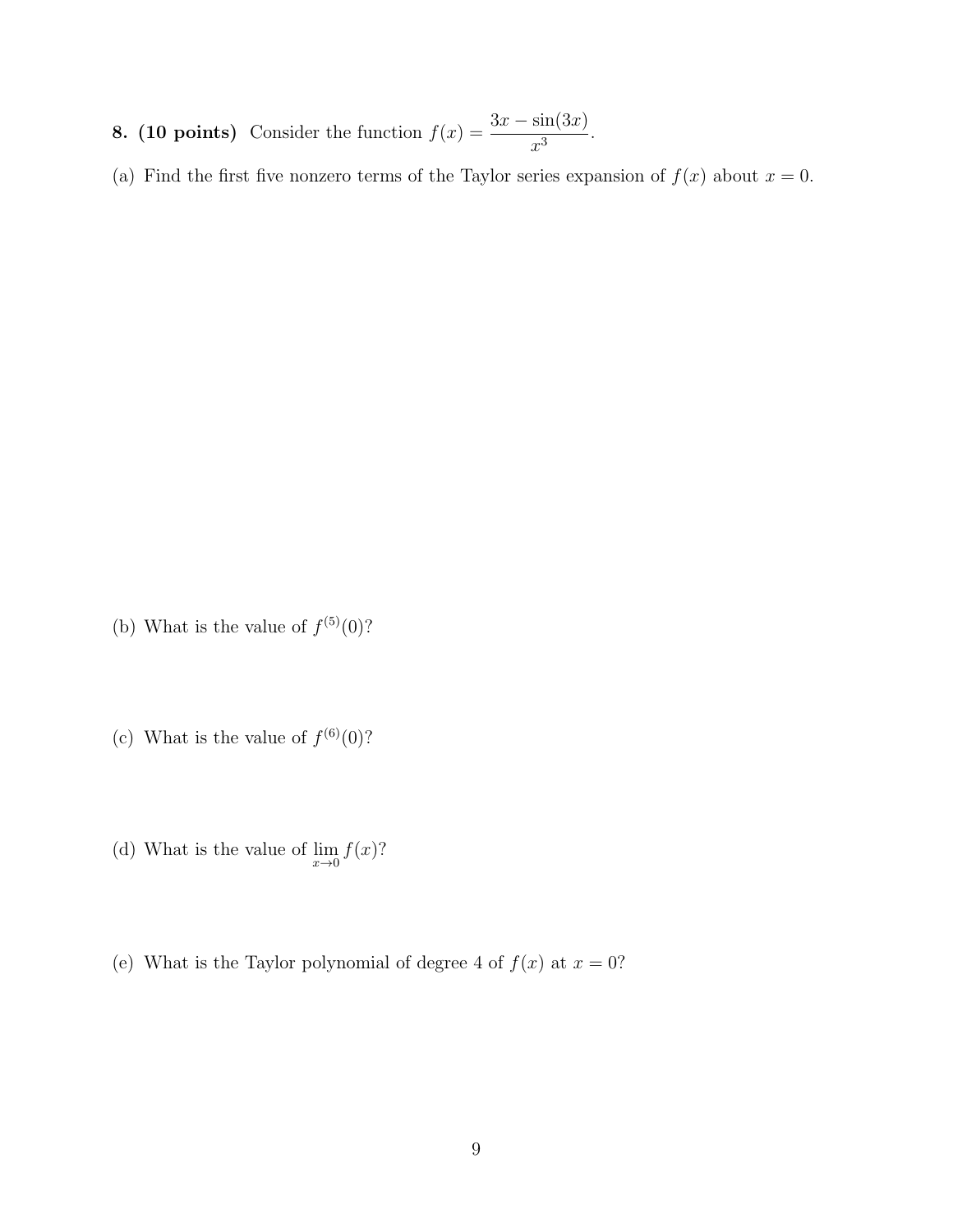**8. (10 points)** Consider the function $f(x) = \dfrac{3x - \sin(3x)}{x^3}$.

(a) Find the first five nonzero terms of the Taylor series expansion of $f(x)$ about $x = 0$.

(b) What is the value of $f^{(5)}(0)$?

(c) What is the value of $f^{(6)}(0)$?

(d) What is the value of $\lim\limits_{x \to 0} f(x)$?

(e) What is the Taylor polynomial of degree 4 of $f(x)$ at $x = 0$?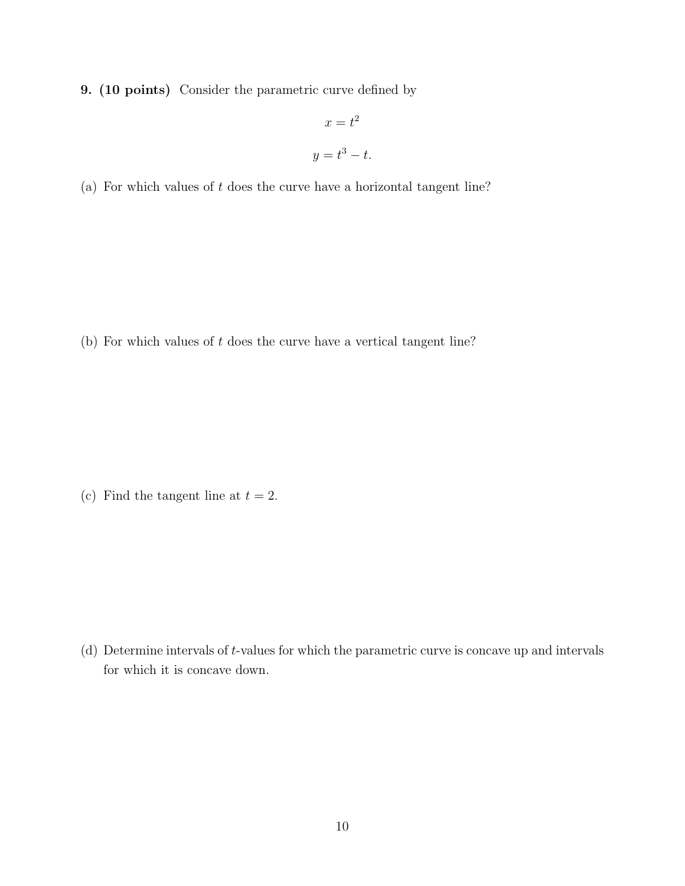**9. (10 points)** Consider the parametric curve defined by

$$x = t^2$$

$$y = t^3 - t.$$

(a) For which values of $t$ does the curve have a horizontal tangent line?

(b) For which values of $t$ does the curve have a vertical tangent line?

(c) Find the tangent line at $t = 2$.

(d) Determine intervals of $t$-values for which the parametric curve is concave up and intervals for which it is concave down.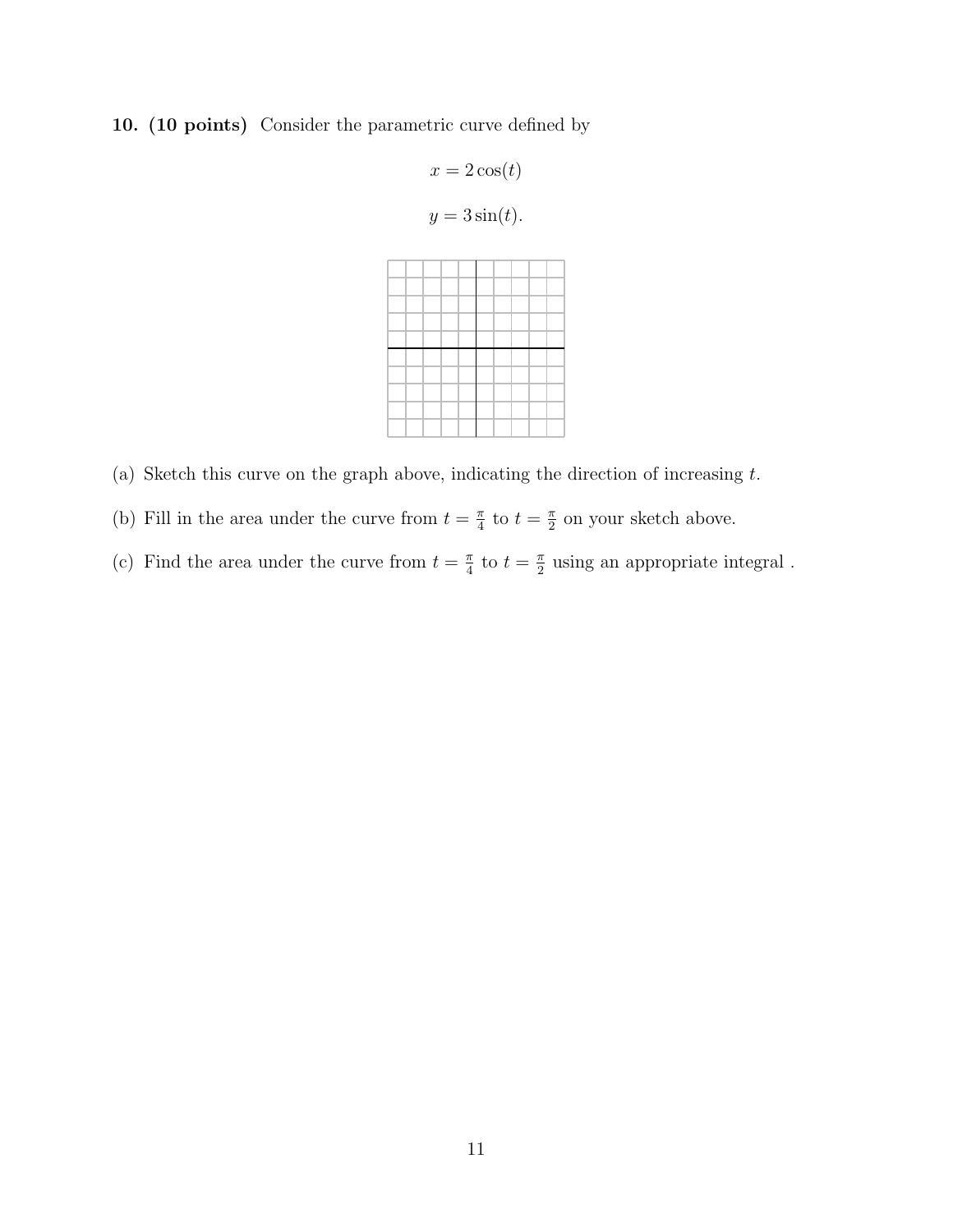**10. (10 points)** Consider the parametric curve defined by

$$x = 2\cos(t)$$

$$y = 3\sin(t).$$

(a) Sketch this curve on the graph above, indicating the direction of increasing $t$.

(b) Fill in the area under the curve from $t = \frac{\pi}{4}$ to $t = \frac{\pi}{2}$ on your sketch above.

(c) Find the area under the curve from $t = \frac{\pi}{4}$ to $t = \frac{\pi}{2}$ using an appropriate integral .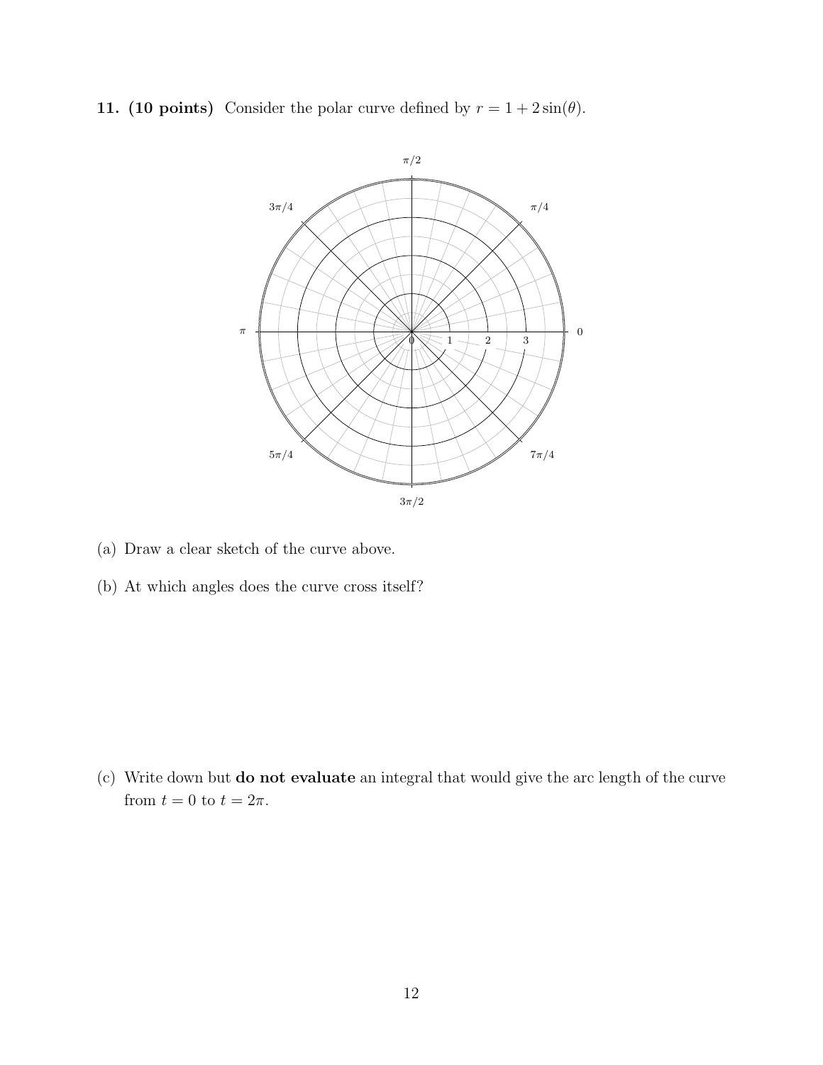**11. (10 points)** Consider the polar curve defined by $r = 1 + 2\sin(\theta)$.

(a) Draw a clear sketch of the curve above.

(b) At which angles does the curve cross itself?

(c) Write down but **do not evaluate** an integral that would give the arc length of the curve from $t = 0$ to $t = 2\pi$.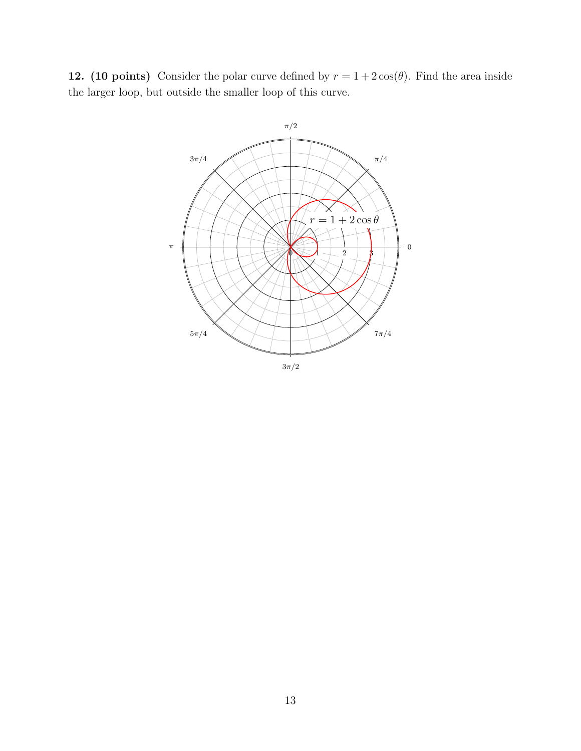**12. (10 points)** Consider the polar curve defined by $r = 1 + 2\cos(\theta)$. Find the area inside the larger loop, but outside the smaller loop of this curve.

$\pi/2$

$3\pi/4$

$\pi/4$

$r = 1 + 2\cos\theta$

$\pi$

0

0

1

2

3

$5\pi/4$

$7\pi/4$

$3\pi/2$